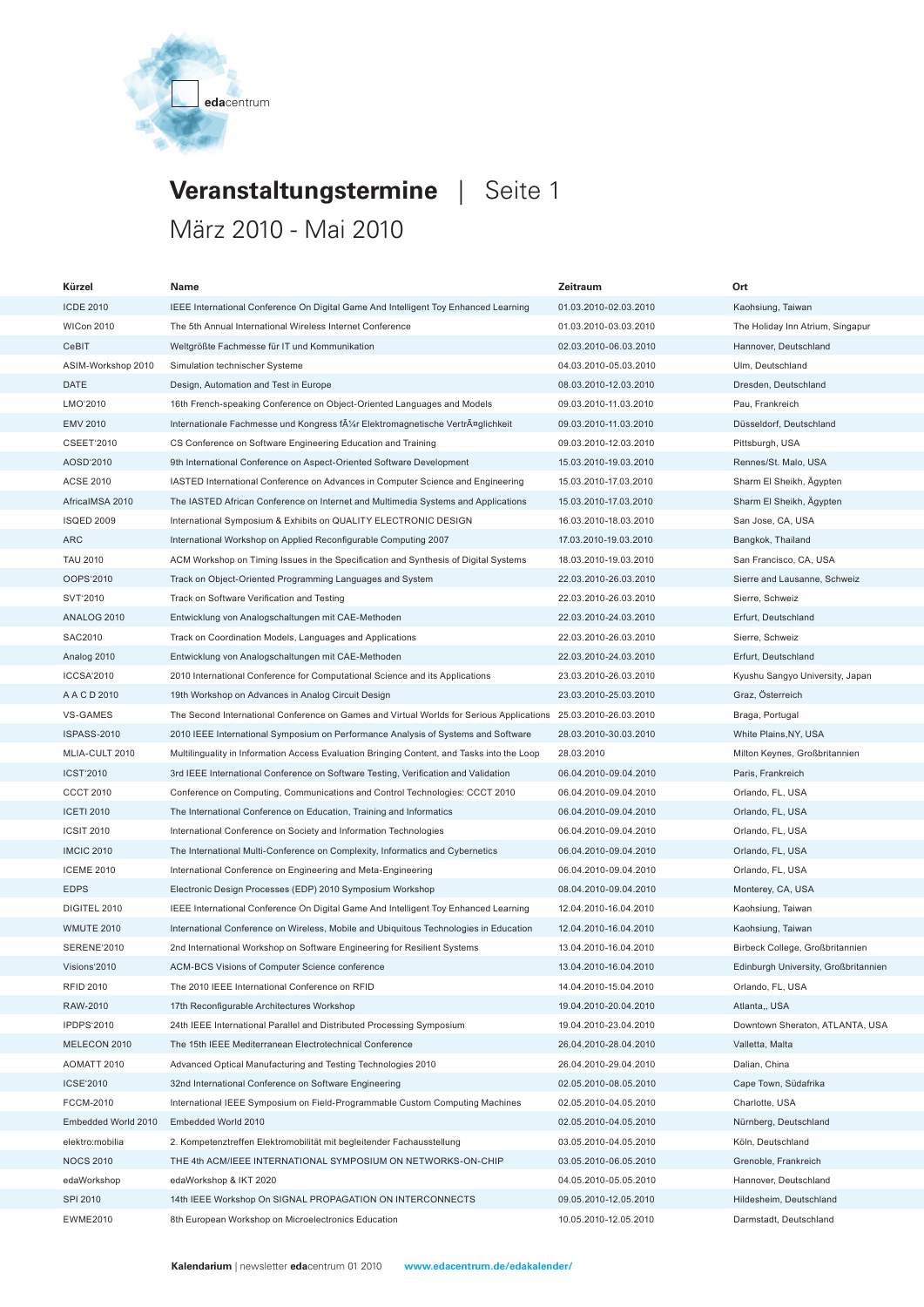edacentrum

# Veranstaltungstermine | Seite 1

## März 2010 - Mai 2010

| Kürzel | Name | Zeitraum | Ort |
|---|---|---|---|
| ICDE 2010 | IEEE International Conference On Digital Game And Intelligent Toy Enhanced Learning | 01.03.2010-02.03.2010 | Kaohsiung, Taiwan |
| WICon 2010 | The 5th Annual International Wireless Internet Conference | 01.03.2010-03.03.2010 | The Holiday Inn Atrium, Singapur |
| CeBIT | Weltgrößte Fachmesse für IT und Kommunikation | 02.03.2010-06.03.2010 | Hannover, Deutschland |
| ASIM-Workshop 2010 | Simulation technischer Systeme | 04.03.2010-05.03.2010 | Ulm, Deutschland |
| DATE | Design, Automation and Test in Europe | 08.03.2010-12.03.2010 | Dresden, Deutschland |
| LMO'2010 | 16th French-speaking Conference on Object-Oriented Languages and Models | 09.03.2010-11.03.2010 | Pau, Frankreich |
| EMV 2010 | Internationale Fachmesse und Kongress fÃ¼r Elektromagnetische VertrÃ¤glichkeit | 09.03.2010-11.03.2010 | Düsseldorf, Deutschland |
| CSEET'2010 | CS Conference on Software Engineering Education and Training | 09.03.2010-12.03.2010 | Pittsburgh, USA |
| AOSD'2010 | 9th International Conference on Aspect-Oriented Software Development | 15.03.2010-19.03.2010 | Rennes/St. Malo, USA |
| ACSE 2010 | IASTED International Conference on Advances in Computer Science and Engineering | 15.03.2010-17.03.2010 | Sharm El Sheikh, Ägypten |
| AfricaIMSA 2010 | The IASTED African Conference on Internet and Multimedia Systems and Applications | 15.03.2010-17.03.2010 | Sharm El Sheikh, Ägypten |
| ISQED 2009 | International Symposium & Exhibits on QUALITY ELECTRONIC DESIGN | 16.03.2010-18.03.2010 | San Jose, CA, USA |
| ARC | International Workshop on Applied Reconfigurable Computing 2007 | 17.03.2010-19.03.2010 | Bangkok, Thailand |
| TAU 2010 | ACM Workshop on Timing Issues in the Specification and Synthesis of Digital Systems | 18.03.2010-19.03.2010 | San Francisco, CA, USA |
| OOPS'2010 | Track on Object-Oriented Programming Languages and System | 22.03.2010-26.03.2010 | Sierre and Lausanne, Schweiz |
| SVT'2010 | Track on Software Verification and Testing | 22.03.2010-26.03.2010 | Sierre, Schweiz |
| ANALOG 2010 | Entwicklung von Analogschaltungen mit CAE-Methoden | 22.03.2010-24.03.2010 | Erfurt, Deutschland |
| SAC2010 | Track on Coordination Models, Languages and Applications | 22.03.2010-26.03.2010 | Sierre, Schweiz |
| Analog 2010 | Entwicklung von Analogschaltungen mit CAE-Methoden | 22.03.2010-24.03.2010 | Erfurt, Deutschland |
| ICCSA'2010 | 2010 International Conference for Computational Science and its Applications | 23.03.2010-26.03.2010 | Kyushu Sangyo University, Japan |
| A A C D 2010 | 19th Workshop on Advances in Analog Circuit Design | 23.03.2010-25.03.2010 | Graz, Österreich |
| VS-GAMES | The Second International Conference on Games and Virtual Worlds for Serious Applications | 25.03.2010-26.03.2010 | Braga, Portugal |
| ISPASS-2010 | 2010 IEEE International Symposium on Performance Analysis of Systems and Software | 28.03.2010-30.03.2010 | White Plains,NY, USA |
| MLIA-CULT 2010 | Multilinguality in Information Access Evaluation Bringing Content, and Tasks into the Loop | 28.03.2010 | Milton Keynes, Großbritannien |
| ICST'2010 | 3rd IEEE International Conference on Software Testing, Verification and Validation | 06.04.2010-09.04.2010 | Paris, Frankreich |
| CCCT 2010 | Conference on Computing, Communications and Control Technologies: CCCT 2010 | 06.04.2010-09.04.2010 | Orlando, FL, USA |
| ICETI 2010 | The International Conference on Education, Training and Informatics | 06.04.2010-09.04.2010 | Orlando, FL, USA |
| ICSIT 2010 | International Conference on Society and Information Technologies | 06.04.2010-09.04.2010 | Orlando, FL, USA |
| IMCIC 2010 | The International Multi-Conference on Complexity, Informatics and Cybernetics | 06.04.2010-09.04.2010 | Orlando, FL, USA |
| ICEME 2010 | International Conference on Engineering and Meta-Engineering | 06.04.2010-09.04.2010 | Orlando, FL, USA |
| EDPS | Electronic Design Processes (EDP) 2010 Symposium Workshop | 08.04.2010-09.04.2010 | Monterey, CA, USA |
| DIGITEL 2010 | IEEE International Conference On Digital Game And Intelligent Toy Enhanced Learning | 12.04.2010-16.04.2010 | Kaohsiung, Taiwan |
| WMUTE 2010 | International Conference on Wireless, Mobile and Ubiquitous Technologies in Education | 12.04.2010-16.04.2010 | Kaohsiung, Taiwan |
| SERENE'2010 | 2nd International Workshop on Software Engineering for Resilient Systems | 13.04.2010-16.04.2010 | Birbeck College, Großbritannien |
| Visions'2010 | ACM-BCS Visions of Computer Science conference | 13.04.2010-16.04.2010 | Edinburgh University, Großbritannien |
| RFID 2010 | The 2010 IEEE International Conference on RFID | 14.04.2010-15.04.2010 | Orlando, FL, USA |
| RAW-2010 | 17th Reconfigurable Architectures Workshop | 19.04.2010-20.04.2010 | Atlanta,, USA |
| IPDPS'2010 | 24th IEEE International Parallel and Distributed Processing Symposium | 19.04.2010-23.04.2010 | Downtown Sheraton, ATLANTA, USA |
| MELECON 2010 | The 15th IEEE Mediterranean Electrotechnical Conference | 26.04.2010-28.04.2010 | Valletta, Malta |
| AOMATT 2010 | Advanced Optical Manufacturing and Testing Technologies 2010 | 26.04.2010-29.04.2010 | Dalian, China |
| ICSE'2010 | 32nd International Conference on Software Engineering | 02.05.2010-08.05.2010 | Cape Town, Südafrika |
| FCCM-2010 | International IEEE Symposium on Field-Programmable Custom Computing Machines | 02.05.2010-05.05.2010 | Charlotte, USA |
| Embedded World 2010 | Embedded World 2010 | 02.05.2010-04.05.2010 | Nürnberg, Deutschland |
| elektro:mobilia | 2. Kompetenztreffen Elektromobilität mit begleitender Fachausstellung | 03.05.2010-04.05.2010 | Köln, Deutschland |
| NOCS 2010 | THE 4th ACM/IEEE INTERNATIONAL SYMPOSIUM ON NETWORKS-ON-CHIP | 03.05.2010-06.05.2010 | Grenoble, Frankreich |
| edaWorkshop | edaWorkshop & IKT 2020 | 04.05.2010-05.05.2010 | Hannover, Deutschland |
| SPI 2010 | 14th IEEE Workshop On SIGNAL PROPAGATION ON INTERCONNECTS | 09.05.2010-12.05.2010 | Hildesheim, Deutschland |
| EWME2010 | 8th European Workshop on Microelectronics Education | 10.05.2010-12.05.2010 | Darmstadt, Deutschland |

**Kalendarium** | newsletter **eda**centrum 01 2010 **www.edacentrum.de/edakalender/**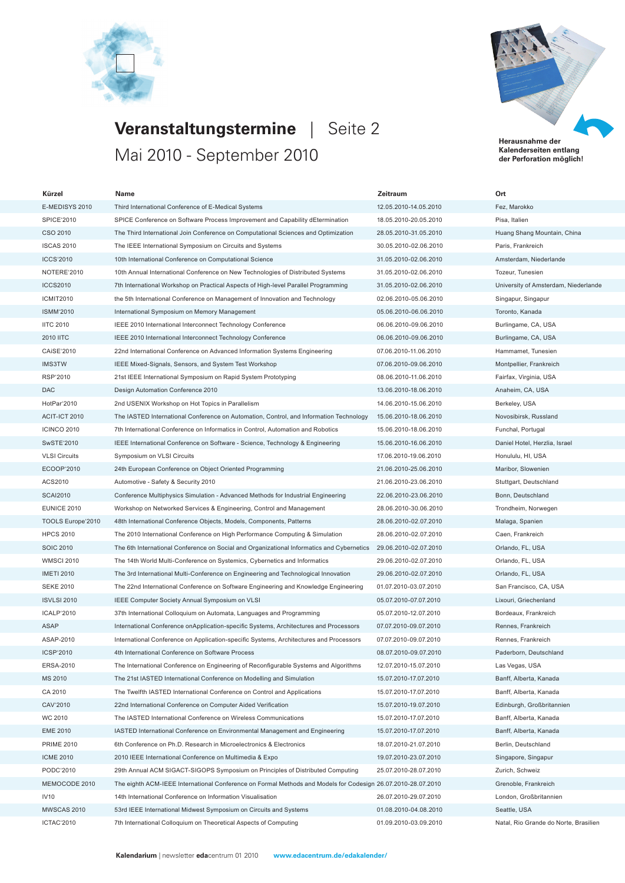# Veranstaltungstermine | Seite 2

## Mai 2010 - September 2010

**Herausnahme der Kalenderseiten entlang der Perforation möglich!**

| Kürzel | Name | Zeitraum | Ort |
|---|---|---|---|
| E-MEDISYS 2010 | Third International Conference of E-Medical Systems | 12.05.2010-14.05.2010 | Fez, Marokko |
| SPICE'2010 | SPICE Conference on Software Process Improvement and Capability dEtermination | 18.05.2010-20.05.2010 | Pisa, Italien |
| CSO 2010 | The Third International Join Conference on Computational Sciences and Optimization | 28.05.2010-31.05.2010 | Huang Shang Mountain, China |
| ISCAS 2010 | The IEEE International Symposium on Circuits and Systems | 30.05.2010-02.06.2010 | Paris, Frankreich |
| ICCS'2010 | 10th International Conference on Computational Science | 31.05.2010-02.06.2010 | Amsterdam, Niederlande |
| NOTERE'2010 | 10th Annual International Conference on New Technologies of Distributed Systems | 31.05.2010-02.06.2010 | Tozeur, Tunesien |
| ICCS2010 | 7th International Workshop on Practical Aspects of High-level Parallel Programming | 31.05.2010-02.06.2010 | University of Amsterdam, Niederlande |
| ICMIT2010 | the 5th International Conference on Management of Innovation and Technology | 02.06.2010-05.06.2010 | Singapur, Singapur |
| ISMM'2010 | International Symposium on Memory Management | 05.06.2010-06.06.2010 | Toronto, Kanada |
| IITC 2010 | IEEE 2010 International Interconnect Technology Conference | 06.06.2010-09.06.2010 | Burlingame, CA, USA |
| 2010 IITC | IEEE 2010 International Interconnect Technology Conference | 06.06.2010-09.06.2010 | Burlingame, CA, USA |
| CAiSE'2010 | 22nd International Conference on Advanced Information Systems Engineering | 07.06.2010-11.06.2010 | Hammamet, Tunesien |
| IMS3TW | IEEE Mixed-Signals, Sensors, and System Test Workshop | 07.06.2010-09.06.2010 | Montpellier, Frankreich |
| RSP'2010 | 21st IEEE International Symposium on Rapid System Prototyping | 08.06.2010-11.06.2010 | Fairfax, Virginia, USA |
| DAC | Design Automation Conference 2010 | 13.06.2010-18.06.2010 | Anaheim, CA, USA |
| HotPar'2010 | 2nd USENIX Workshop on Hot Topics in Parallelism | 14.06.2010-15.06.2010 | Berkeley, USA |
| ACIT-ICT 2010 | The IASTED International Conference on Automation, Control, and Information Technology | 15.06.2010-18.06.2010 | Novosibirsk, Russland |
| ICINCO 2010 | 7th International Conference on Informatics in Control, Automation and Robotics | 15.06.2010-18.06.2010 | Funchal, Portugal |
| SwSTE'2010 | IEEE International Conference on Software - Science, Technology & Engineering | 15.06.2010-16.06.2010 | Daniel Hotel, Herzlia, Israel |
| VLSI Circuits | Symposium on VLSI Circuits | 17.06.2010-19.06.2010 | Honululu, HI, USA |
| ECOOP'2010 | 24th European Conference on Object Oriented Programming | 21.06.2010-25.06.2010 | Maribor, Slowenien |
| ACS2010 | Automotive - Safety & Security 2010 | 21.06.2010-23.06.2010 | Stuttgart, Deutschland |
| SCAI2010 | Conference Multiphysics Simulation - Advanced Methods for Industrial Engineering | 22.06.2010-23.06.2010 | Bonn, Deutschland |
| EUNICE 2010 | Workshop on Networked Services & Engineering, Control and Management | 28.06.2010-30.06.2010 | Trondheim, Norwegen |
| TOOLS Europe'2010 | 48th International Conference Objects, Models, Components, Patterns | 28.06.2010-02.07.2010 | Malaga, Spanien |
| HPCS 2010 | The 2010 International Conference on High Performance Computing & Simulation | 28.06.2010-02.07.2010 | Caen, Frankreich |
| SOIC 2010 | The 6th International Conference on Social and Organizational Informatics and Cybernetics | 29.06.2010-02.07.2010 | Orlando, FL, USA |
| WMSCI 2010 | The 14th World Multi-Conference on Systemics, Cybernetics and Informatics | 29.06.2010-02.07.2010 | Orlando, FL, USA |
| IMETI 2010 | The 3rd International Multi-Conference on Engineering and Technological Innovation | 29.06.2010-02.07.2010 | Orlando, FL, USA |
| SEKE 2010 | The 22nd International Conference on Software Engineering and Knowledge Engineering | 01.07.2010-03.07.2010 | San Francisco, CA, USA |
| ISVLSI 2010 | IEEE Computer Society Annual Symposium on VLSI | 05.07.2010-07.07.2010 | Lixouri, Griechenland |
| ICALP'2010 | 37th International Colloquium on Automata, Languages and Programming | 05.07.2010-12.07.2010 | Bordeaux, Frankreich |
| ASAP | International Conference onApplication-specific Systems, Architectures and Processors | 07.07.2010-09.07.2010 | Rennes, Frankreich |
| ASAP-2010 | International Conference on Application-specific Systems, Architectures and Processors | 07.07.2010-09.07.2010 | Rennes, Frankreich |
| ICSP'2010 | 4th International Conference on Software Process | 08.07.2010-09.07.2010 | Paderborn, Deutschland |
| ERSA-2010 | The International Conference on Engineering of Reconfigurable Systems and Algorithms | 12.07.2010-15.07.2010 | Las Vegas, USA |
| MS 2010 | The 21st IASTED International Conference on Modelling and Simulation | 15.07.2010-17.07.2010 | Banff, Alberta, Kanada |
| CA 2010 | The Twelfth IASTED International Conference on Control and Applications | 15.07.2010-17.07.2010 | Banff, Alberta, Kanada |
| CAV'2010 | 22nd International Conference on Computer Aided Verification | 15.07.2010-19.07.2010 | Edinburgh, Großbritannien |
| WC 2010 | The IASTED International Conference on Wireless Communications | 15.07.2010-17.07.2010 | Banff, Alberta, Kanada |
| EME 2010 | IASTED International Conference on Environmental Management and Engineering | 15.07.2010-17.07.2010 | Banff, Alberta, Kanada |
| PRIME 2010 | 6th Conference on Ph.D. Research in Microelectronics & Electronics | 18.07.2010-21.07.2010 | Berlin, Deutschland |
| ICME 2010 | 2010 IEEE International Conference on Multimedia & Expo | 19.07.2010-23.07.2010 | Singapore, Singapur |
| PODC'2010 | 29th Annual ACM SIGACT-SIGOPS Symposium on Principles of Distributed Computing | 25.07.2010-28.07.2010 | Zurich, Schweiz |
| MEMOCODE 2010 | The eighth ACM-IEEE International Conference on Formal Methods and Models for Codesign | 26.07.2010-28.07.2010 | Grenoble, Frankreich |
| IV10 | 14th International Conference on Information Visualisation | 26.07.2010-29.07.2010 | London, Großbritannien |
| MWSCAS 2010 | 53rd IEEE International Midwest Symposium on Circuits and Systems | 01.08.2010-04.08.2010 | Seattle, USA |
| ICTAC'2010 | 7th International Colloquium on Theoretical Aspects of Computing | 01.09.2010-03.09.2010 | Natal, Rio Grande do Norte, Brasilien |

**Kalendarium** | newsletter **eda**centrum 01 2010 **www.edacentrum.de/edakalender/**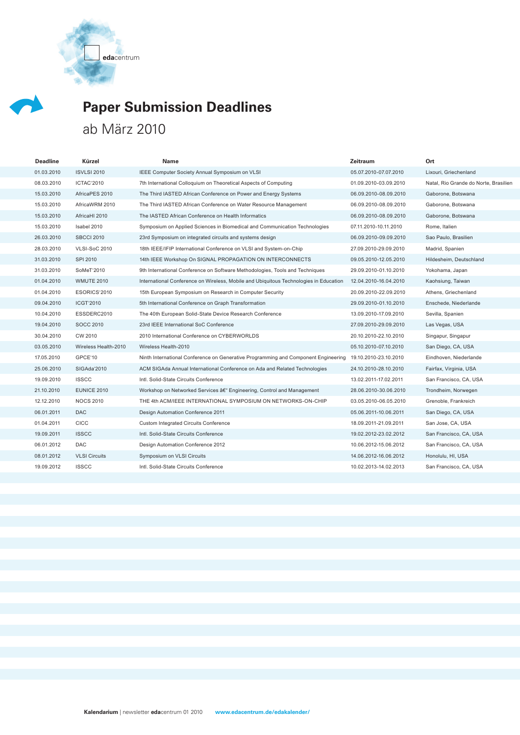# Paper Submission Deadlines

## ab März 2010

| Deadline | Kürzel | Name | Zeitraum | Ort |
|---|---|---|---|---|
| 01.03.2010 | ISVLSI 2010 | IEEE Computer Society Annual Symposium on VLSI | 05.07.2010-07.07.2010 | Lixouri, Griechenland |
| 08.03.2010 | ICTAC'2010 | 7th International Colloquium on Theoretical Aspects of Computing | 01.09.2010-03.09.2010 | Natal, Rio Grande do Norte, Brasilien |
| 15.03.2010 | AfricaPES 2010 | The Third IASTED African Conference on Power and Energy Systems | 06.09.2010-08.09.2010 | Gaborone, Botswana |
| 15.03.2010 | AfricaWRM 2010 | The Third IASTED African Conference on Water Resource Management | 06.09.2010-08.09.2010 | Gaborone, Botswana |
| 15.03.2010 | AfricaHI 2010 | The IASTED African Conference on Health Informatics | 06.09.2010-08.09.2010 | Gaborone, Botswana |
| 15.03.2010 | Isabel 2010 | Symposium on Applied Sciences in Biomedical and Communication Technologies | 07.11.2010-10.11.2010 | Rome, Italien |
| 26.03.2010 | SBCCI 2010 | 23rd Symposium on integrated circuits and systems design | 06.09.2010-09.09.2010 | Sao Paulo, Brasilien |
| 28.03.2010 | VLSI-SoC 2010 | 18th IEEE/IFIP International Conference on VLSI and System-on-Chip | 27.09.2010-29.09.2010 | Madrid, Spanien |
| 31.03.2010 | SPI 2010 | 14th IEEE Workshop On SIGNAL PROPAGATION ON INTERCONNECTS | 09.05.2010-12.05.2010 | Hildesheim, Deutschland |
| 31.03.2010 | SoMeT'2010 | 9th International Conference on Software Methodologies, Tools and Techniques | 29.09.2010-01.10.2010 | Yokohama, Japan |
| 01.04.2010 | WMUTE 2010 | International Conference on Wireless, Mobile and Ubiquitous Technologies in Education | 12.04.2010-16.04.2010 | Kaohsiung, Taiwan |
| 01.04.2010 | ESORICS'2010 | 15th European Symposium on Research in Computer Security | 20.09.2010-22.09.2010 | Athens, Griechenland |
| 09.04.2010 | ICGT'2010 | 5th International Conference on Graph Transformation | 29.09.2010-01.10.2010 | Enschede, Niederlande |
| 10.04.2010 | ESSDERC2010 | The 40th European Solid-State Device Research Conference | 13.09.2010-17.09.2010 | Sevilla, Spanien |
| 19.04.2010 | SOCC 2010 | 23rd IEEE International SoC Conference | 27.09.2010-29.09.2010 | Las Vegas, USA |
| 30.04.2010 | CW 2010 | 2010 International Conference on CYBERWORLDS | 20.10.2010-22.10.2010 | Singapur, Singapur |
| 03.05.2010 | Wireless Health-2010 | Wireless Health-2010 | 05.10.2010-07.10.2010 | San Diego, CA, USA |
| 17.05.2010 | GPCE'10 | Ninth International Conference on Generative Programming and Component Engineering | 19.10.2010-23.10.2010 | Eindhoven, Niederlande |
| 25.06.2010 | SIGAda'2010 | ACM SIGAda Annual International Conference on Ada and Related Technologies | 24.10.2010-28.10.2010 | Fairfax, Virginia, USA |
| 19.09.2010 | ISSCC | Intl. Solid-State Circuits Conference | 13.02.2011-17.02.2011 | San Francisco, CA, USA |
| 21.10.2010 | EUNICE 2010 | Workshop on Networked Services â€“ Engineering, Control and Management | 28.06.2010-30.06.2010 | Trondheim, Norwegen |
| 12.12.2010 | NOCS 2010 | THE 4th ACM/IEEE INTERNATIONAL SYMPOSIUM ON NETWORKS-ON-CHIP | 03.05.2010-06.05.2010 | Grenoble, Frankreich |
| 06.01.2011 | DAC | Design Automation Conference 2011 | 05.06.2011-10.06.2011 | San Diego, CA, USA |
| 01.04.2011 | CICC | Custom Integrated Circuits Conference | 18.09.2011-21.09.2011 | San Jose, CA, USA |
| 19.09.2011 | ISSCC | Intl. Solid-State Circuits Conference | 19.02.2012-23.02.2012 | San Francisco, CA, USA |
| 06.01.2012 | DAC | Design Automation Conference 2012 | 10.06.2012-15.06.2012 | San Francisco, CA, USA |
| 08.01.2012 | VLSI Circuits | Symposium on VLSI Circuits | 14.06.2012-16.06.2012 | Honolulu, HI, USA |
| 19.09.2012 | ISSCC | Intl. Solid-State Circuits Conference | 10.02.2013-14.02.2013 | San Francisco, CA, USA |

**Kalendarium** | newsletter **eda**centrum 01 2010 **www.edacentrum.de/edakalender/**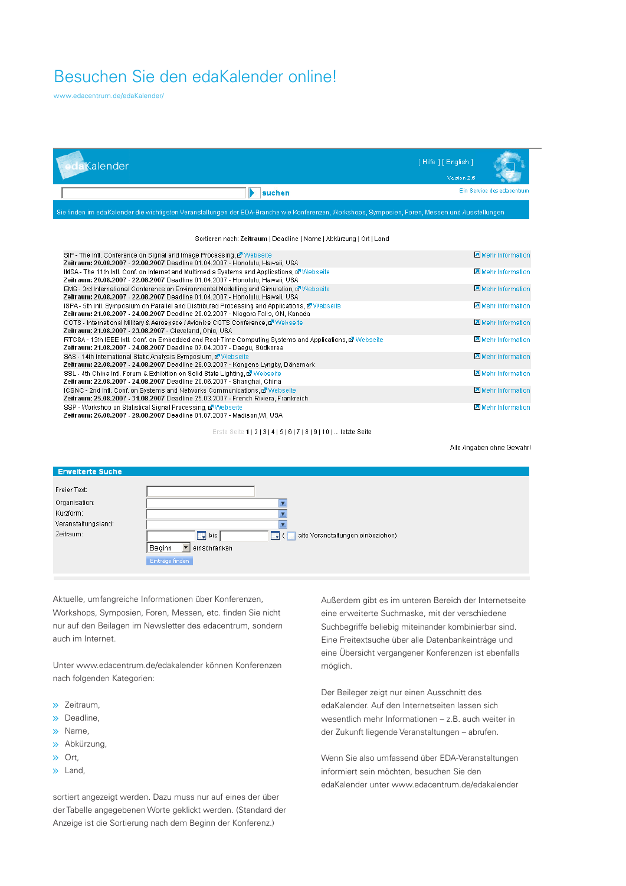# Besuchen Sie den edaKalender online!

www.edacentrum.de/edaKalender/

edaKalender

| Hilfe | [ English ]

Version 2.6

suchen

Ein Service des edacentrum

Sie finden im edaKalender die wichtigsten Veranstaltungen der EDA-Branche wie Konferenzen, Workshops, Symposien, Foren, Messen und Ausstellungen

Sortieren nach: **Zeitraum** | Deadline | Name | Abkürzung | Ort | Land

| | |
|---|---|
| SIP - The Intl. Conference on Signal and Image Processing, Webseite<br>**Zeitraum: 20.08.2007 - 22.08.2007** Deadline 01.04.2007 - Honolulu, Hawaii, USA | Mehr Information |
| IMSA - The 11th Intl. Conf. on Internet and Multimedia Systems and Applications, Webseite<br>**Zeitraum: 20.08.2007 - 22.08.2007** Deadline 01.04.2007 - Honolulu, Hawaii, USA | Mehr Information |
| EMS - 3rd International Conference on Environmental Modelling and Simulation, Webseite<br>**Zeitraum: 20.08.2007 - 22.08.2007** Deadline 01.04.2007 - Honolulu, Hawaii, USA | Mehr Information |
| ISPA - 5th Intl. Symposium on Parallel and Distributed Processing and Applications, Webseite<br>**Zeitraum: 21.08.2007 - 24.08.2007** Deadline 28.02.2007 - Niagara Falls, ON, Kanada | Mehr Information |
| COTS - International Military & Aerospace / Avionics COTS Conference, Webseite<br>**Zeitraum: 21.08.2007 - 23.08.2007** - Cleveland, Ohio, USA | Mehr Information |
| RTCSA - 13th IEEE Intl. Conf. on Embedded and Real-Time Computing Systems and Applications, Webseite<br>**Zeitraum: 21.08.2007 - 24.08.2007** Deadline 07.04.2007 - Daegu, Südkorea | Mehr Information |
| SAS - 14th International Static Analysis Symposium, Webseite<br>**Zeitraum: 22.08.2007 - 24.08.2007** Deadline 26.03.2007 - Kongens Lyngby, Dänemark | Mehr Information |
| SSL - 4th China Intl. Forum & Exhibition on Solid State Lighting, Webseite<br>**Zeitraum: 22.08.2007 - 24.08.2007** Deadline 20.06.2007 - Shanghai, China | Mehr Information |
| ICSNC - 2nd Intl. Conf. on Systems and Networks Communications, Webseite<br>**Zeitraum: 25.08.2007 - 31.08.2007** Deadline 25.03.2007 - French Riviera, Frankreich | Mehr Information |
| SSP - Workshop on Statistical Signal Processing, Webseite<br>**Zeitraum: 26.08.2007 - 29.08.2007** Deadline 01.07.2007 - Madison,WI, USA | Mehr Information |

Erste Seite **1** | 2 | 3 | 4 | 5 | 6 | 7 | 8 | 9 | 10 | ... letzte Seite

Alle Angaben ohne Gewähr!

**Erweiterte Suche**

Freier Text:

Organisation:

Kurzform:

Veranstaltungsland:

Zeitraum: bis ( alte Veranstaltungen einbeziehen)

Beginn einschränken

Einträge finden

Aktuelle, umfangreiche Informationen über Konferenzen, Workshops, Symposien, Foren, Messen, etc. finden Sie nicht nur auf den Beilagen im Newsletter des edacentrum, sondern auch im Internet.

Unter www.edacentrum.de/edakalender können Konferenzen nach folgenden Kategorien:

- Zeitraum,
- Deadline,
- Name,
- Abkürzung,
- Ort,
- Land,

sortiert angezeigt werden. Dazu muss nur auf eines der über der Tabelle angegebenen Worte geklickt werden. (Standard der Anzeige ist die Sortierung nach dem Beginn der Konferenz.)

Außerdem gibt es im unteren Bereich der Internetseite eine erweiterte Suchmaske, mit der verschiedene Suchbegriffe beliebig miteinander kombinierbar sind. Eine Freitextsuche über alle Datenbankeinträge und eine Übersicht vergangener Konferenzen ist ebenfalls möglich.

Der Beileger zeigt nur einen Ausschnitt des edaKalender. Auf den Internetseiten lassen sich wesentlich mehr Informationen – z.B. auch weiter in der Zukunft liegende Veranstaltungen – abrufen.

Wenn Sie also umfassend über EDA-Veranstaltungen informiert sein möchten, besuchen Sie den edaKalender unter www.edacentrum.de/edakalender